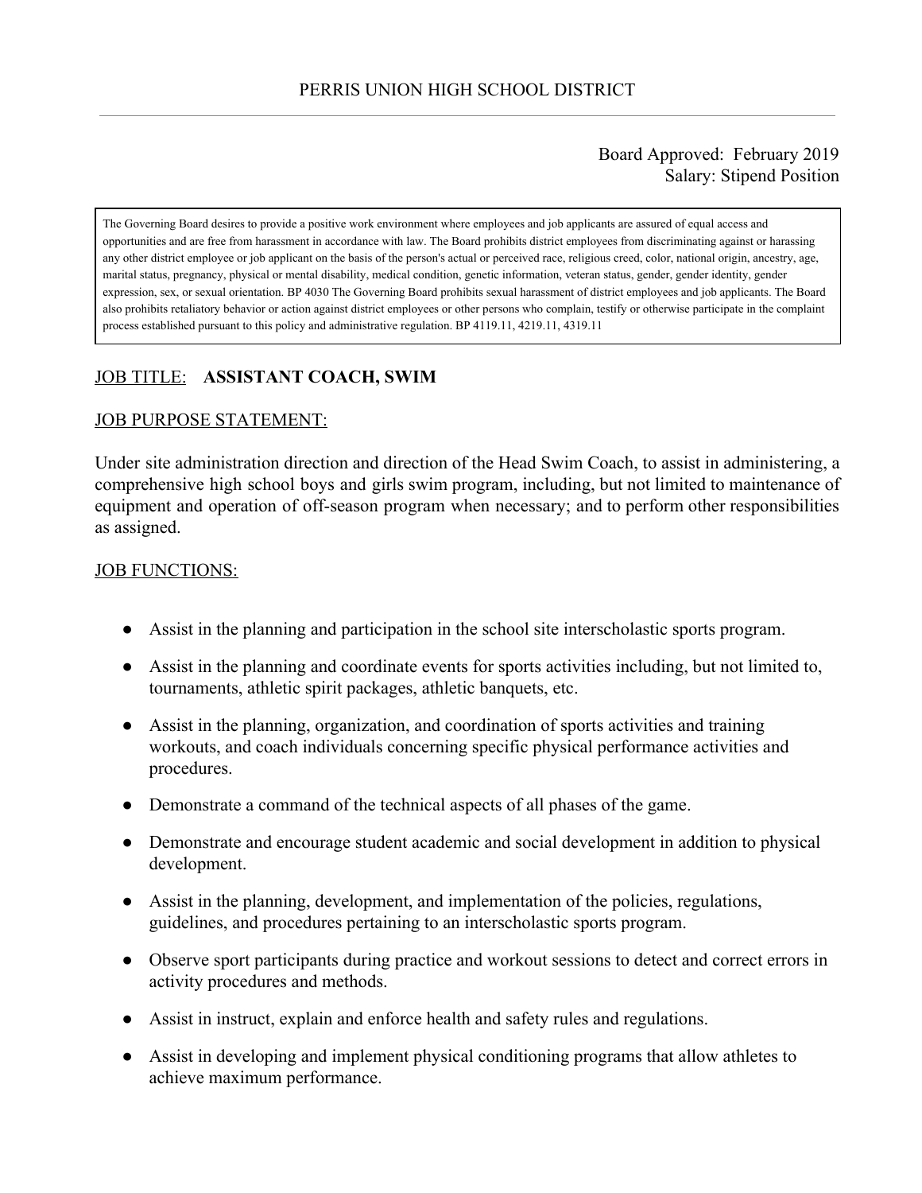# PERRIS UNION HIGH SCHOOL DISTRICT

Board Approved: February 2019
Salary: Stipend Position

> The Governing Board desires to provide a positive work environment where employees and job applicants are assured of equal access and opportunities and are free from harassment in accordance with law. The Board prohibits district employees from discriminating against or harassing any other district employee or job applicant on the basis of the person's actual or perceived race, religious creed, color, national origin, ancestry, age, marital status, pregnancy, physical or mental disability, medical condition, genetic information, veteran status, gender, gender identity, gender expression, sex, or sexual orientation. BP 4030 The Governing Board prohibits sexual harassment of district employees and job applicants. The Board also prohibits retaliatory behavior or action against district employees or other persons who complain, testify or otherwise participate in the complaint process established pursuant to this policy and administrative regulation. BP 4119.11, 4219.11, 4319.11

JOB TITLE: **ASSISTANT COACH, SWIM**

JOB PURPOSE STATEMENT:

Under site administration direction and direction of the Head Swim Coach, to assist in administering, a comprehensive high school boys and girls swim program, including, but not limited to maintenance of equipment and operation of off-season program when necessary; and to perform other responsibilities as assigned.

JOB FUNCTIONS:

- Assist in the planning and participation in the school site interscholastic sports program.
- Assist in the planning and coordinate events for sports activities including, but not limited to, tournaments, athletic spirit packages, athletic banquets, etc.
- Assist in the planning, organization, and coordination of sports activities and training workouts, and coach individuals concerning specific physical performance activities and procedures.
- Demonstrate a command of the technical aspects of all phases of the game.
- Demonstrate and encourage student academic and social development in addition to physical development.
- Assist in the planning, development, and implementation of the policies, regulations, guidelines, and procedures pertaining to an interscholastic sports program.
- Observe sport participants during practice and workout sessions to detect and correct errors in activity procedures and methods.
- Assist in instruct, explain and enforce health and safety rules and regulations.
- Assist in developing and implement physical conditioning programs that allow athletes to achieve maximum performance.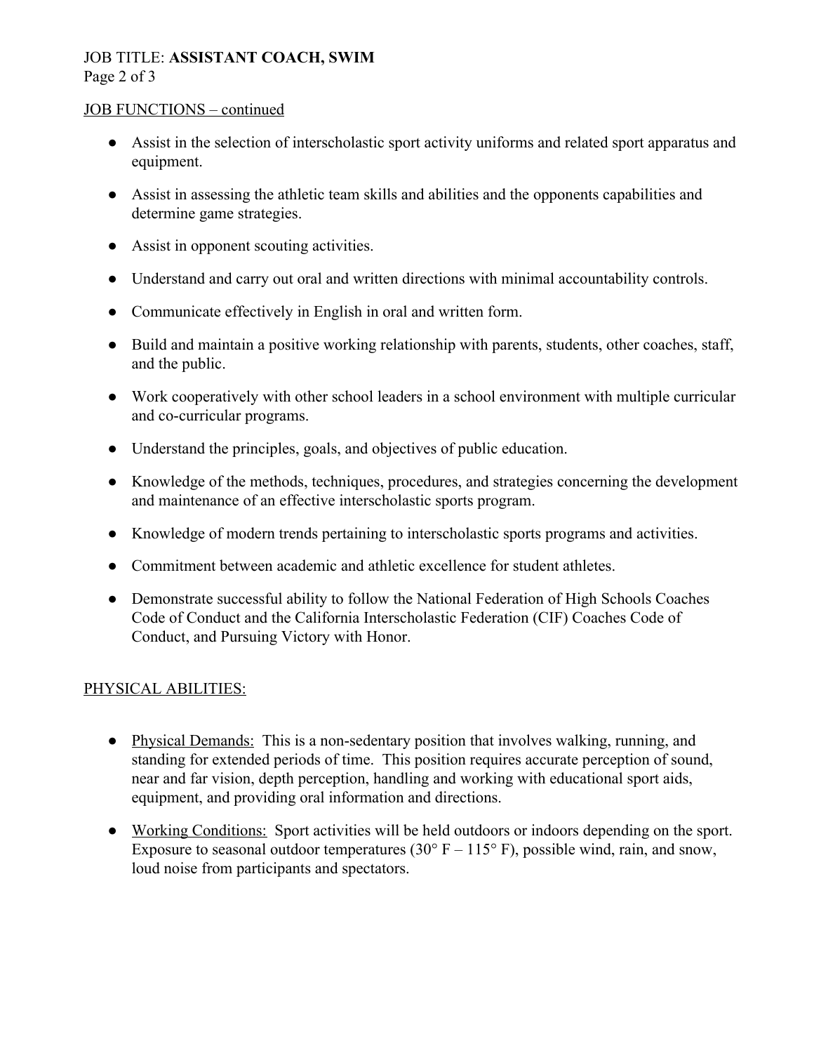## JOB FUNCTIONS – continued

- Assist in the selection of interscholastic sport activity uniforms and related sport apparatus and equipment.
- Assist in assessing the athletic team skills and abilities and the opponents capabilities and determine game strategies.
- Assist in opponent scouting activities.
- Understand and carry out oral and written directions with minimal accountability controls.
- Communicate effectively in English in oral and written form.
- Build and maintain a positive working relationship with parents, students, other coaches, staff, and the public.
- Work cooperatively with other school leaders in a school environment with multiple curricular and co-curricular programs.
- Understand the principles, goals, and objectives of public education.
- Knowledge of the methods, techniques, procedures, and strategies concerning the development and maintenance of an effective interscholastic sports program.
- Knowledge of modern trends pertaining to interscholastic sports programs and activities.
- Commitment between academic and athletic excellence for student athletes.
- Demonstrate successful ability to follow the National Federation of High Schools Coaches Code of Conduct and the California Interscholastic Federation (CIF) Coaches Code of Conduct, and Pursuing Victory with Honor.

## PHYSICAL ABILITIES:

- Physical Demands: This is a non-sedentary position that involves walking, running, and standing for extended periods of time. This position requires accurate perception of sound, near and far vision, depth perception, handling and working with educational sport aids, equipment, and providing oral information and directions.
- Working Conditions: Sport activities will be held outdoors or indoors depending on the sport. Exposure to seasonal outdoor temperatures (30° F – 115° F), possible wind, rain, and snow, loud noise from participants and spectators.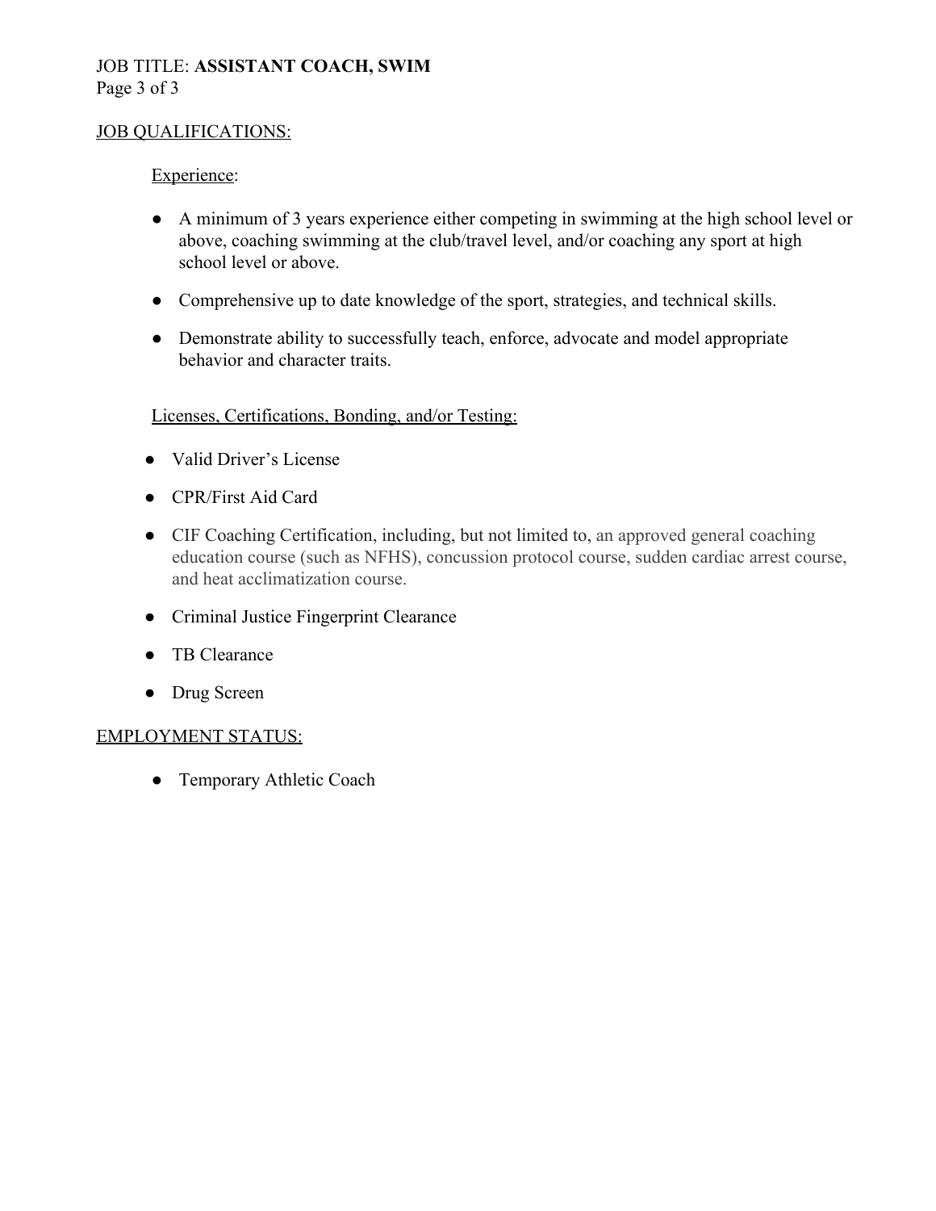## JOB QUALIFICATIONS:

### Experience:

- A minimum of 3 years experience either competing in swimming at the high school level or above, coaching swimming at the club/travel level, and/or coaching any sport at high school level or above.
- Comprehensive up to date knowledge of the sport, strategies, and technical skills.
- Demonstrate ability to successfully teach, enforce, advocate and model appropriate behavior and character traits.

### Licenses, Certifications, Bonding, and/or Testing:

- Valid Driver's License
- CPR/First Aid Card
- CIF Coaching Certification, including, but not limited to, an approved general coaching education course (such as NFHS), concussion protocol course, sudden cardiac arrest course, and heat acclimatization course.
- Criminal Justice Fingerprint Clearance
- TB Clearance
- Drug Screen

## EMPLOYMENT STATUS:

- Temporary Athletic Coach